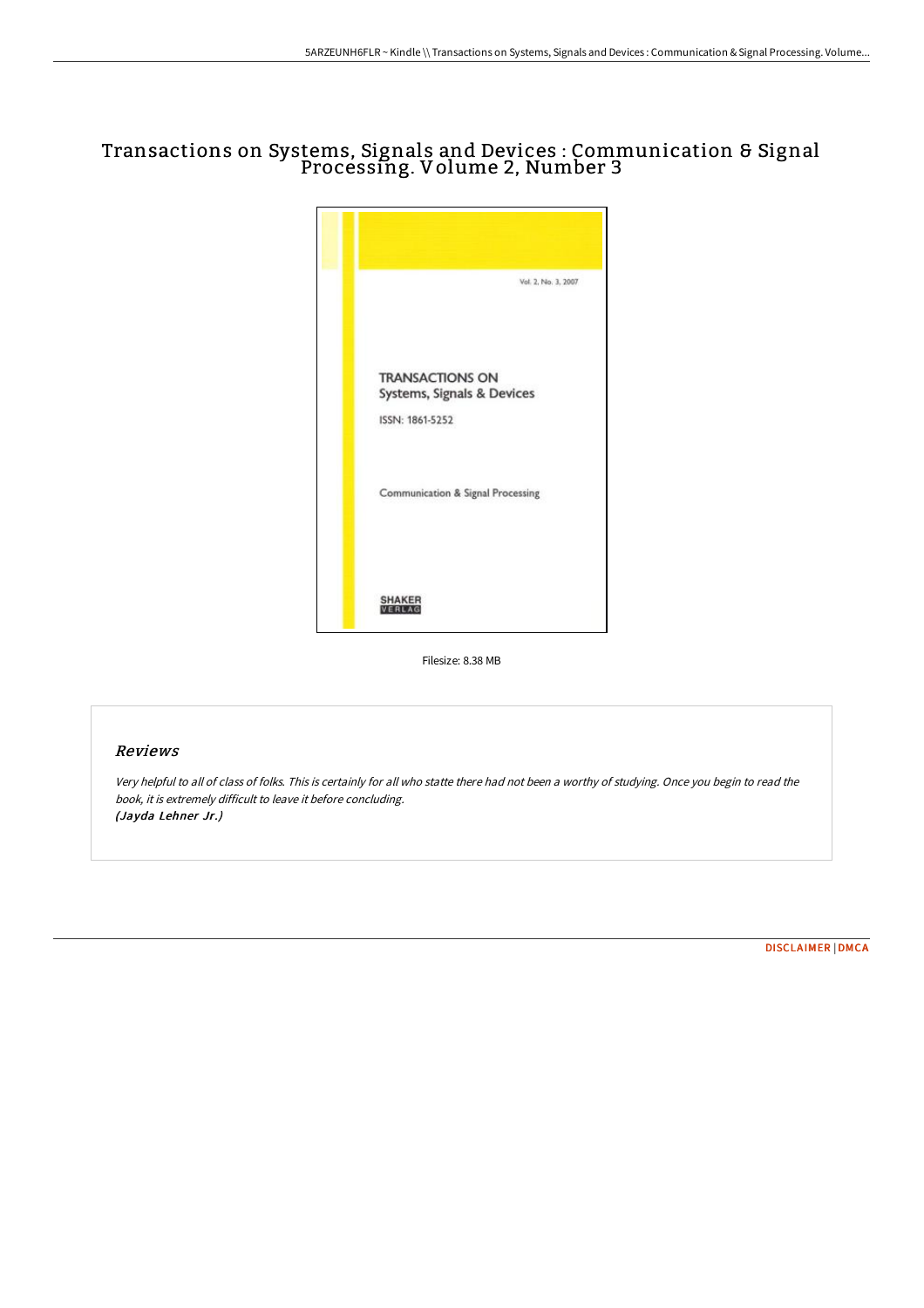# Transactions on Systems, Signals and Devices : Communication & Signal Processing. Volume 2, Number 3

Filesize: 8.38 MB

## Reviews

*Very helpful to all of class of folks. This is certainly for all who statte there had not been a worthy of studying. Once you begin to read the book, it is extremely difficult to leave it before concluding.*
***(Jayda Lehner Jr.)***

DISCLAIMER | DMCA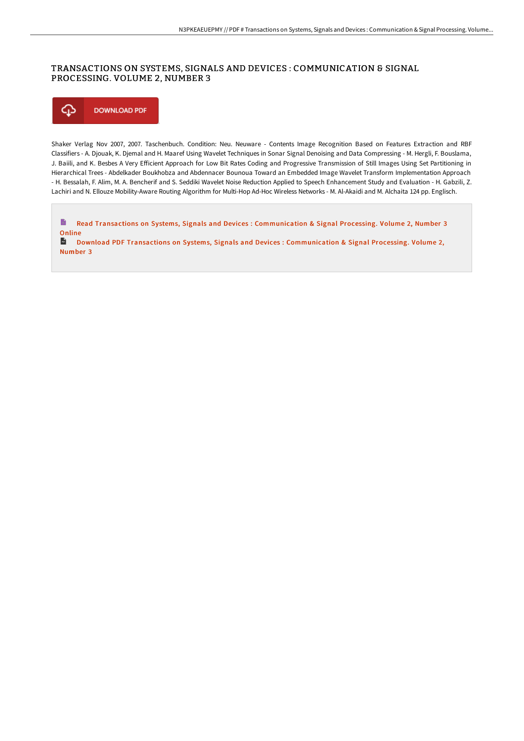# TRANSACTIONS ON SYSTEMS, SIGNALS AND DEVICES : COMMUNICATION & SIGNAL PROCESSING. VOLUME 2, NUMBER 3

DOWNLOAD PDF

Shaker Verlag Nov 2007, 2007. Taschenbuch. Condition: Neu. Neuware - Contents Image Recognition Based on Features Extraction and RBF Classifiers - A. Djouak, K. Djemal and H. Maaref Using Wavelet Techniques in Sonar Signal Denoising and Data Compressing - M. Hergli, F. Bouslama, J. Baiili, and K. Besbes A Very Efficient Approach for Low Bit Rates Coding and Progressive Transmission of Still Images Using Set Partitioning in Hierarchical Trees - Abdelkader Boukhobza and Abdennacer Bounoua Toward an Embedded Image Wavelet Transform Implementation Approach - H. Bessalah, F. Alim, M. A. Bencherif and S. Seddiki Wavelet Noise Reduction Applied to Speech Enhancement Study and Evaluation - H. Gabzili, Z. Lachiri and N. Ellouze Mobility-Aware Routing Algorithm for Multi-Hop Ad-Hoc Wireless Networks - M. Al-Akaidi and M. Alchaita 124 pp. Englisch.

Read Transactions on Systems, Signals and Devices : Communication & Signal Processing. Volume 2, Number 3 Online

Download PDF Transactions on Systems, Signals and Devices : Communication & Signal Processing. Volume 2, Number 3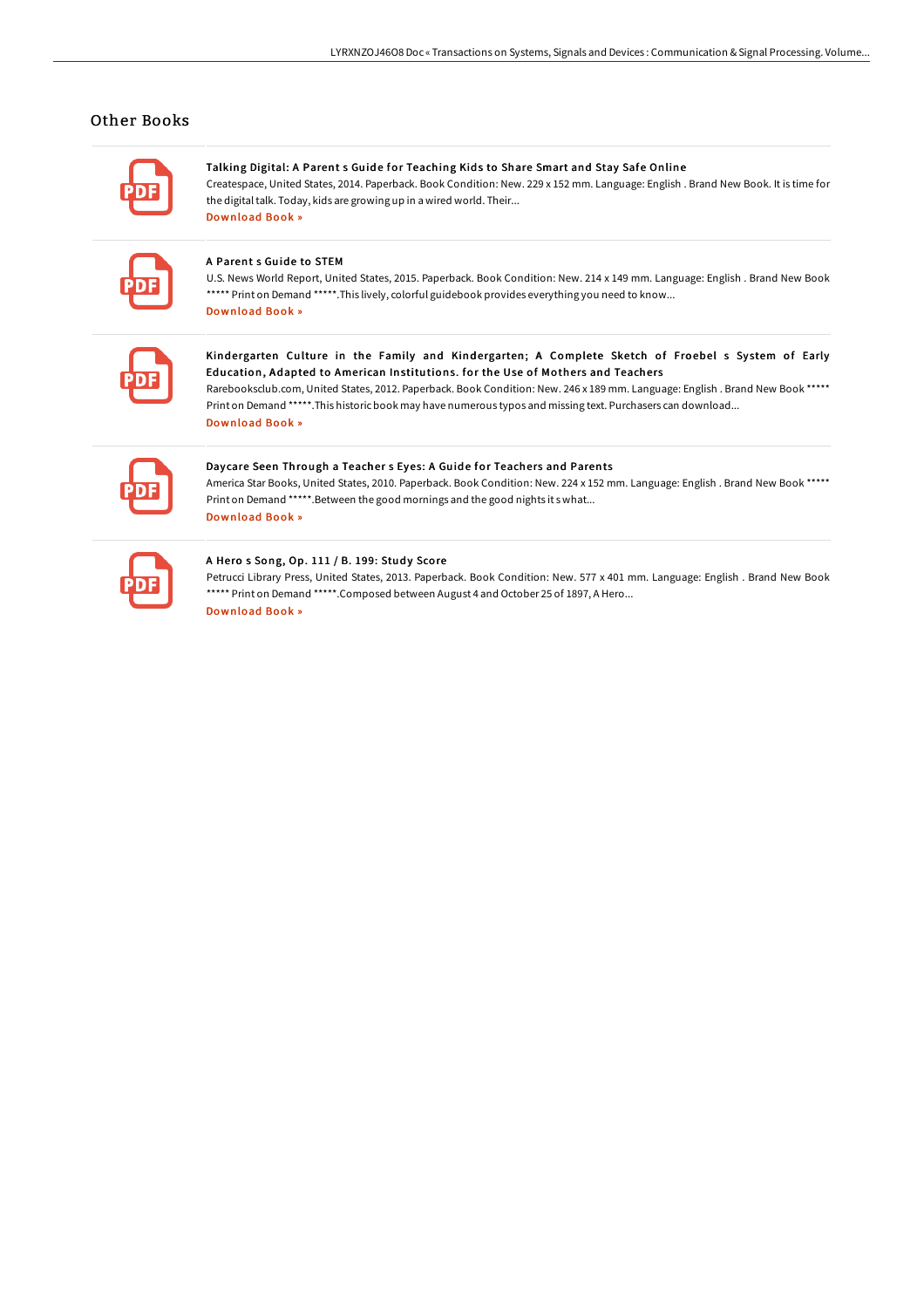## Other Books

**Talking Digital: A Parent s Guide for Teaching Kids to Share Smart and Stay Safe Online**

Createspace, United States, 2014. Paperback. Book Condition: New. 229 x 152 mm. Language: English . Brand New Book. It is time for the digital talk. Today, kids are growing up in a wired world. Their...

Download Book »

**A Parent s Guide to STEM**

U.S. News World Report, United States, 2015. Paperback. Book Condition: New. 214 x 149 mm. Language: English . Brand New Book ***** Print on Demand *****.This lively, colorful guidebook provides everything you need to know...

Download Book »

**Kindergarten Culture in the Family and Kindergarten; A Complete Sketch of Froebel s System of Early Education, Adapted to American Institutions. for the Use of Mothers and Teachers**

Rarebooksclub.com, United States, 2012. Paperback. Book Condition: New. 246 x 189 mm. Language: English . Brand New Book ***** Print on Demand *****.This historic book may have numerous typos and missing text. Purchasers can download...

Download Book »

**Daycare Seen Through a Teacher s Eyes: A Guide for Teachers and Parents**

America Star Books, United States, 2010. Paperback. Book Condition: New. 224 x 152 mm. Language: English . Brand New Book ***** Print on Demand *****.Between the good mornings and the good nights it s what...

Download Book »

**A Hero s Song, Op. 111 / B. 199: Study Score**

Petrucci Library Press, United States, 2013. Paperback. Book Condition: New. 577 x 401 mm. Language: English . Brand New Book ***** Print on Demand *****.Composed between August 4 and October 25 of 1897, A Hero...

Download Book »